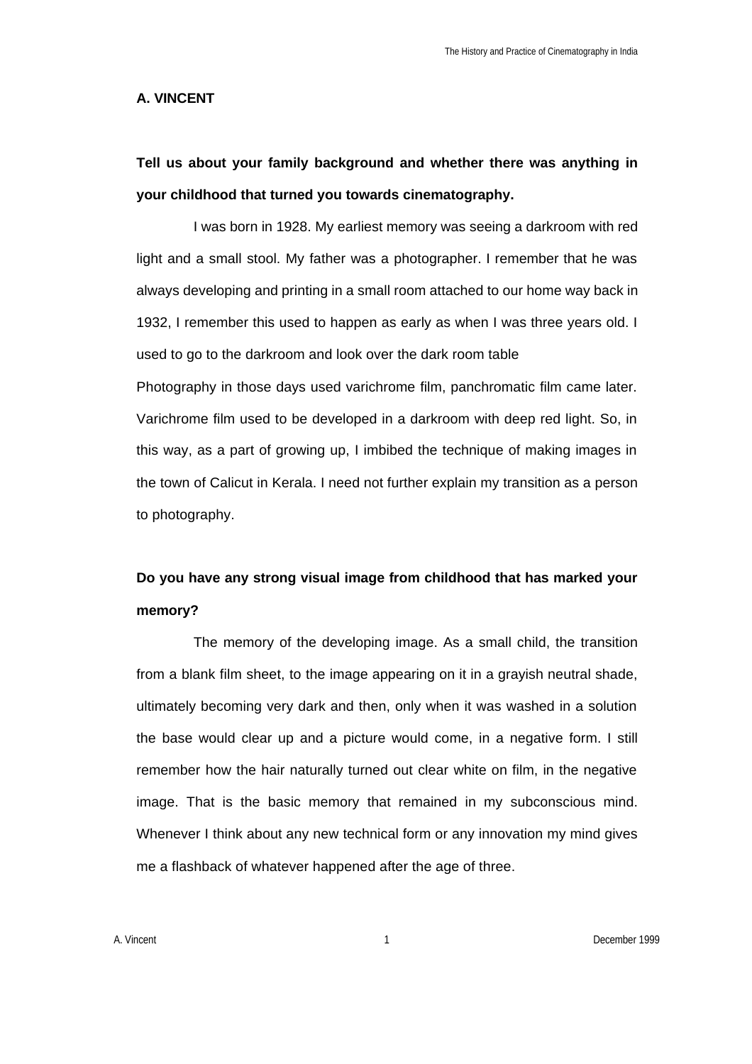## A. VINCENT

**Tell us about your family background and whether there was anything in your childhood that turned you towards cinematography.**

I was born in 1928. My earliest memory was seeing a darkroom with red light and a small stool. My father was a photographer. I remember that he was always developing and printing in a small room attached to our home way back in 1932, I remember this used to happen as early as when I was three years old. I used to go to the darkroom and look over the dark room table

Photography in those days used varichrome film, panchromatic film came later. Varichrome film used to be developed in a darkroom with deep red light. So, in this way, as a part of growing up, I imbibed the technique of making images in the town of Calicut in Kerala. I need not further explain my transition as a person to photography.

**Do you have any strong visual image from childhood that has marked your memory?**

The memory of the developing image. As a small child, the transition from a blank film sheet, to the image appearing on it in a grayish neutral shade, ultimately becoming very dark and then, only when it was washed in a solution the base would clear up and a picture would come, in a negative form. I still remember how the hair naturally turned out clear white on film, in the negative image. That is the basic memory that remained in my subconscious mind. Whenever I think about any new technical form or any innovation my mind gives me a flashback of whatever happened after the age of three.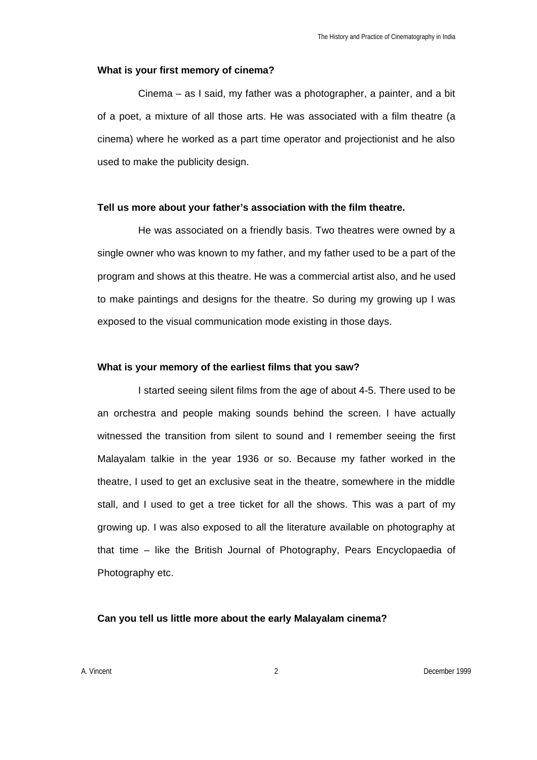**What is your first memory of cinema?**

Cinema – as I said, my father was a photographer, a painter, and a bit of a poet, a mixture of all those arts. He was associated with a film theatre (a cinema) where he worked as a part time operator and projectionist and he also used to make the publicity design.

**Tell us more about your father's association with the film theatre.**

He was associated on a friendly basis. Two theatres were owned by a single owner who was known to my father, and my father used to be a part of the program and shows at this theatre. He was a commercial artist also, and he used to make paintings and designs for the theatre. So during my growing up I was exposed to the visual communication mode existing in those days.

**What is your memory of the earliest films that you saw?**

I started seeing silent films from the age of about 4-5. There used to be an orchestra and people making sounds behind the screen. I have actually witnessed the transition from silent to sound and I remember seeing the first Malayalam talkie in the year 1936 or so. Because my father worked in the theatre, I used to get an exclusive seat in the theatre, somewhere in the middle stall, and I used to get a tree ticket for all the shows. This was a part of my growing up. I was also exposed to all the literature available on photography at that time – like the British Journal of Photography, Pears Encyclopaedia of Photography etc.

**Can you tell us little more about the early Malayalam cinema?**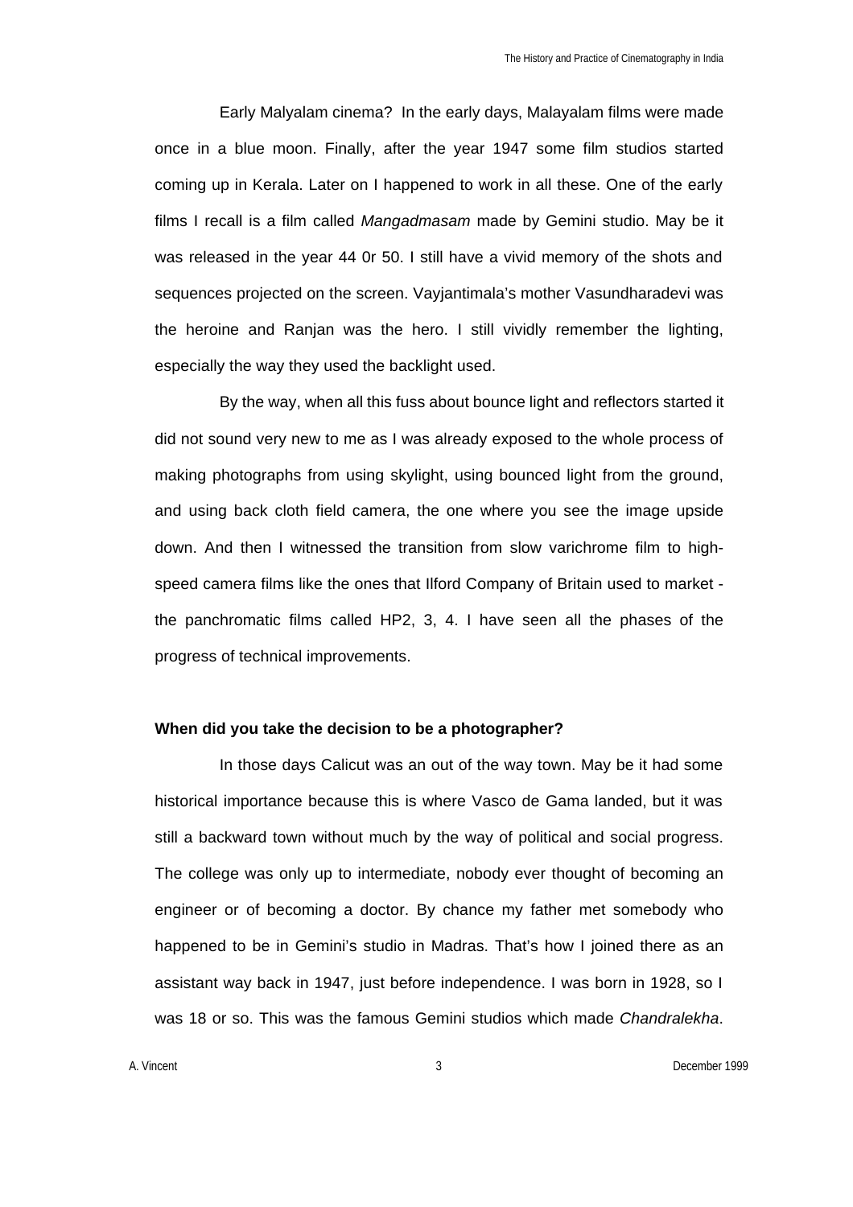Early Malyalam cinema? In the early days, Malayalam films were made once in a blue moon. Finally, after the year 1947 some film studios started coming up in Kerala. Later on I happened to work in all these. One of the early films I recall is a film called *Mangadmasam* made by Gemini studio. May be it was released in the year 44 0r 50. I still have a vivid memory of the shots and sequences projected on the screen. Vayjantimala's mother Vasundharadevi was the heroine and Ranjan was the hero. I still vividly remember the lighting, especially the way they used the backlight used.

By the way, when all this fuss about bounce light and reflectors started it did not sound very new to me as I was already exposed to the whole process of making photographs from using skylight, using bounced light from the ground, and using back cloth field camera, the one where you see the image upside down. And then I witnessed the transition from slow varichrome film to high-speed camera films like the ones that Ilford Company of Britain used to market - the panchromatic films called HP2, 3, 4. I have seen all the phases of the progress of technical improvements.

**When did you take the decision to be a photographer?**

In those days Calicut was an out of the way town. May be it had some historical importance because this is where Vasco de Gama landed, but it was still a backward town without much by the way of political and social progress. The college was only up to intermediate, nobody ever thought of becoming an engineer or of becoming a doctor. By chance my father met somebody who happened to be in Gemini's studio in Madras. That's how I joined there as an assistant way back in 1947, just before independence. I was born in 1928, so I was 18 or so. This was the famous Gemini studios which made *Chandralekha*.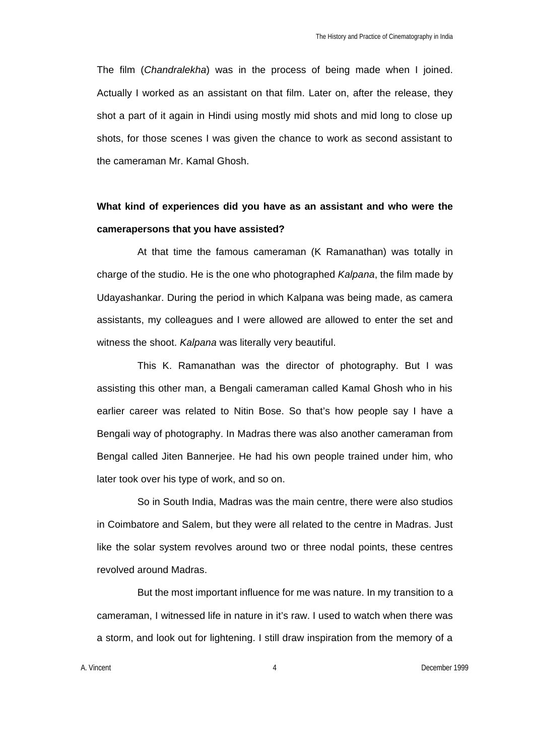The film (*Chandralekha*) was in the process of being made when I joined. Actually I worked as an assistant on that film. Later on, after the release, they shot a part of it again in Hindi using mostly mid shots and mid long to close up shots, for those scenes I was given the chance to work as second assistant to the cameraman Mr. Kamal Ghosh.

**What kind of experiences did you have as an assistant and who were the camerapersons that you have assisted?**

At that time the famous cameraman (K Ramanathan) was totally in charge of the studio. He is the one who photographed *Kalpana*, the film made by Udayashankar. During the period in which Kalpana was being made, as camera assistants, my colleagues and I were allowed are allowed to enter the set and witness the shoot. *Kalpana* was literally very beautiful.

This K. Ramanathan was the director of photography. But I was assisting this other man, a Bengali cameraman called Kamal Ghosh who in his earlier career was related to Nitin Bose. So that's how people say I have a Bengali way of photography. In Madras there was also another cameraman from Bengal called Jiten Bannerjee. He had his own people trained under him, who later took over his type of work, and so on.

So in South India, Madras was the main centre, there were also studios in Coimbatore and Salem, but they were all related to the centre in Madras. Just like the solar system revolves around two or three nodal points, these centres revolved around Madras.

But the most important influence for me was nature. In my transition to a cameraman, I witnessed life in nature in it's raw. I used to watch when there was a storm, and look out for lightening. I still draw inspiration from the memory of a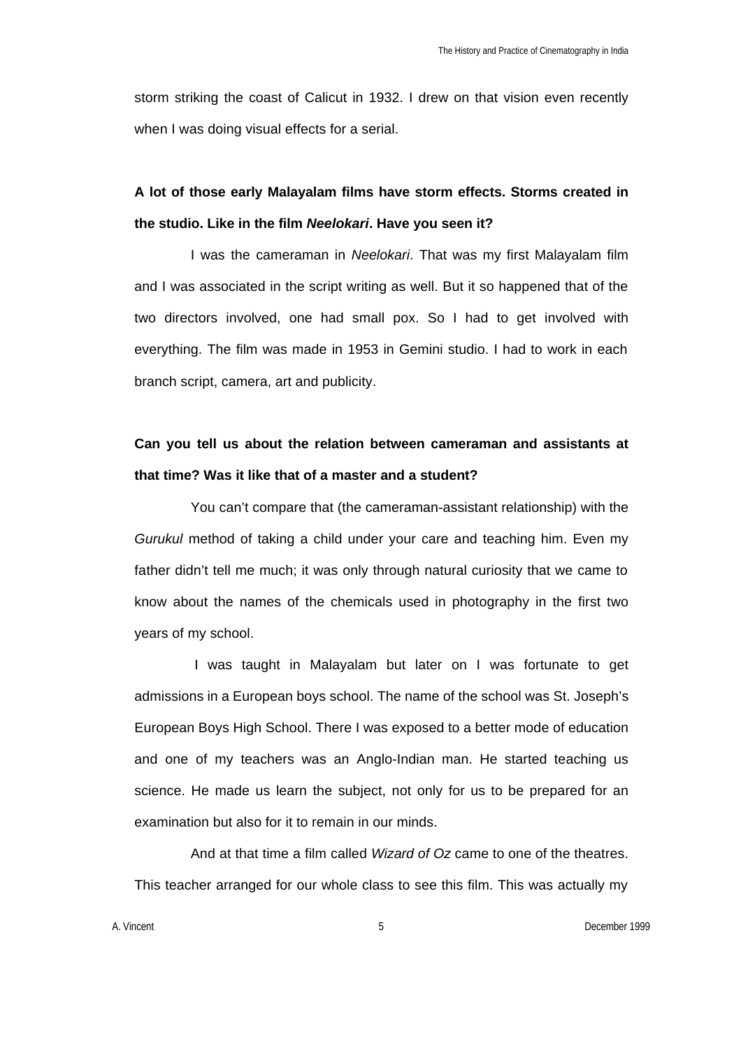storm striking the coast of Calicut in 1932. I drew on that vision even recently when I was doing visual effects for a serial.

**A lot of those early Malayalam films have storm effects. Storms created in the studio. Like in the film *Neelokari*. Have you seen it?**

I was the cameraman in *Neelokari*. That was my first Malayalam film and I was associated in the script writing as well. But it so happened that of the two directors involved, one had small pox. So I had to get involved with everything. The film was made in 1953 in Gemini studio. I had to work in each branch script, camera, art and publicity.

**Can you tell us about the relation between cameraman and assistants at that time? Was it like that of a master and a student?**

You can't compare that (the cameraman-assistant relationship) with the *Gurukul* method of taking a child under your care and teaching him. Even my father didn't tell me much; it was only through natural curiosity that we came to know about the names of the chemicals used in photography in the first two years of my school.

I was taught in Malayalam but later on I was fortunate to get admissions in a European boys school. The name of the school was St. Joseph's European Boys High School. There I was exposed to a better mode of education and one of my teachers was an Anglo-Indian man. He started teaching us science. He made us learn the subject, not only for us to be prepared for an examination but also for it to remain in our minds.

And at that time a film called *Wizard of Oz* came to one of the theatres. This teacher arranged for our whole class to see this film. This was actually my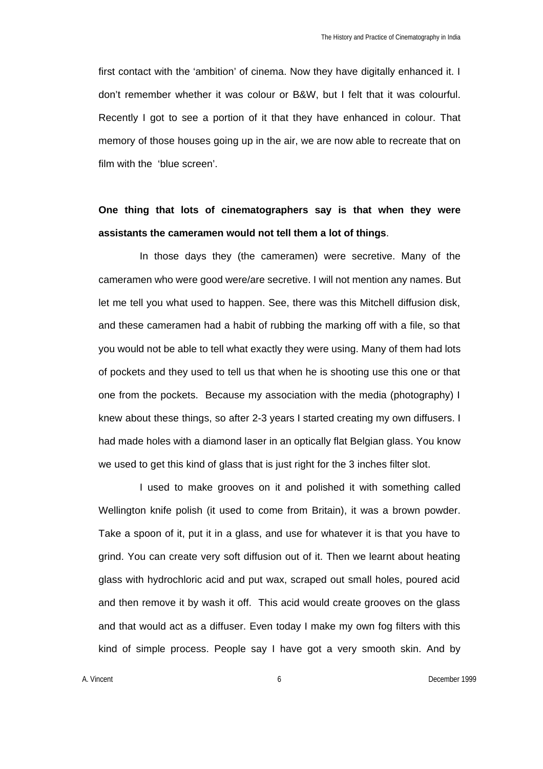first contact with the 'ambition' of cinema. Now they have digitally enhanced it. I don't remember whether it was colour or B&W, but I felt that it was colourful. Recently I got to see a portion of it that they have enhanced in colour. That memory of those houses going up in the air, we are now able to recreate that on film with the 'blue screen'.

**One thing that lots of cinematographers say is that when they were assistants the cameramen would not tell them a lot of things**.

In those days they (the cameramen) were secretive. Many of the cameramen who were good were/are secretive. I will not mention any names. But let me tell you what used to happen. See, there was this Mitchell diffusion disk, and these cameramen had a habit of rubbing the marking off with a file, so that you would not be able to tell what exactly they were using. Many of them had lots of pockets and they used to tell us that when he is shooting use this one or that one from the pockets. Because my association with the media (photography) I knew about these things, so after 2-3 years I started creating my own diffusers. I had made holes with a diamond laser in an optically flat Belgian glass. You know we used to get this kind of glass that is just right for the 3 inches filter slot.

I used to make grooves on it and polished it with something called Wellington knife polish (it used to come from Britain), it was a brown powder. Take a spoon of it, put it in a glass, and use for whatever it is that you have to grind. You can create very soft diffusion out of it. Then we learnt about heating glass with hydrochloric acid and put wax, scraped out small holes, poured acid and then remove it by wash it off. This acid would create grooves on the glass and that would act as a diffuser. Even today I make my own fog filters with this kind of simple process. People say I have got a very smooth skin. And by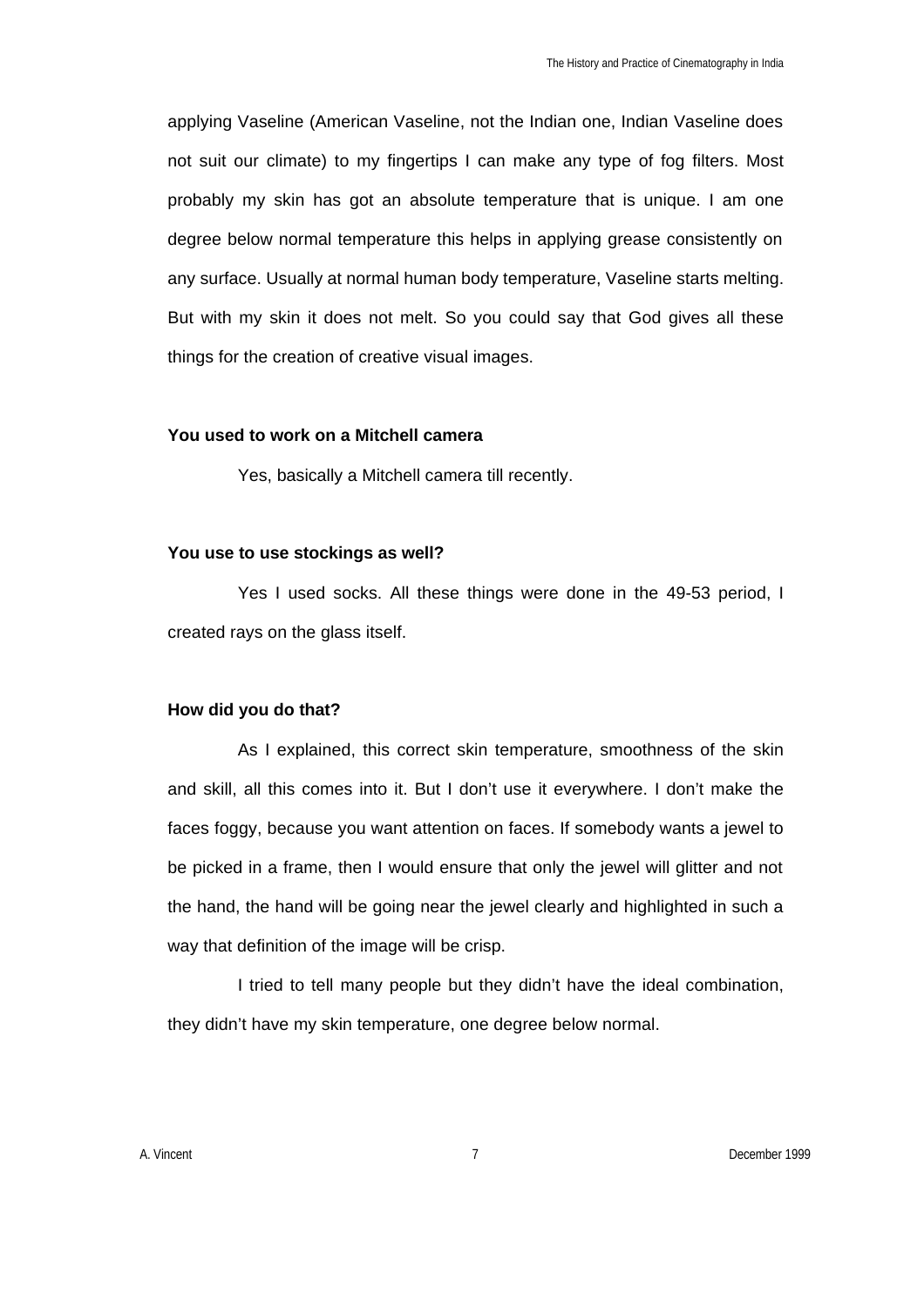applying Vaseline (American Vaseline, not the Indian one, Indian Vaseline does not suit our climate) to my fingertips I can make any type of fog filters. Most probably my skin has got an absolute temperature that is unique. I am one degree below normal temperature this helps in applying grease consistently on any surface. Usually at normal human body temperature, Vaseline starts melting. But with my skin it does not melt. So you could say that God gives all these things for the creation of creative visual images.

**You used to work on a Mitchell camera**

Yes, basically a Mitchell camera till recently.

**You use to use stockings as well?**

Yes I used socks. All these things were done in the 49-53 period, I created rays on the glass itself.

**How did you do that?**

As I explained, this correct skin temperature, smoothness of the skin and skill, all this comes into it. But I don't use it everywhere. I don't make the faces foggy, because you want attention on faces. If somebody wants a jewel to be picked in a frame, then I would ensure that only the jewel will glitter and not the hand, the hand will be going near the jewel clearly and highlighted in such a way that definition of the image will be crisp.

I tried to tell many people but they didn't have the ideal combination, they didn't have my skin temperature, one degree below normal.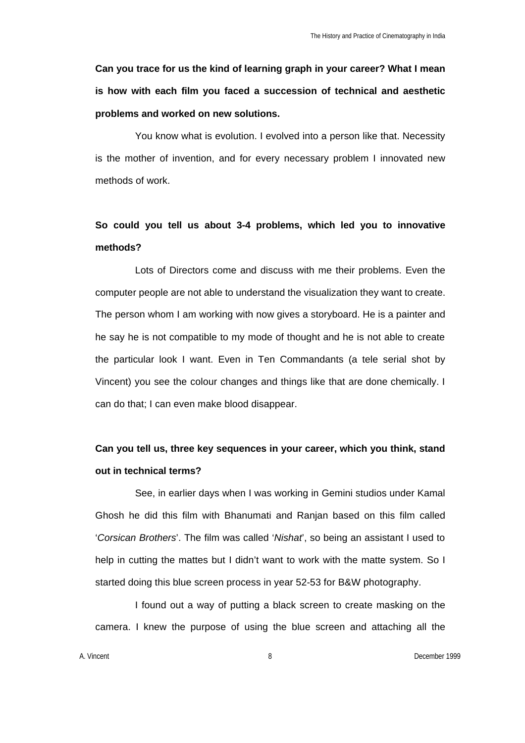**Can you trace for us the kind of learning graph in your career? What I mean is how with each film you faced a succession of technical and aesthetic problems and worked on new solutions.**

You know what is evolution. I evolved into a person like that. Necessity is the mother of invention, and for every necessary problem I innovated new methods of work.

**So could you tell us about 3-4 problems, which led you to innovative methods?**

Lots of Directors come and discuss with me their problems. Even the computer people are not able to understand the visualization they want to create. The person whom I am working with now gives a storyboard. He is a painter and he say he is not compatible to my mode of thought and he is not able to create the particular look I want. Even in Ten Commandants (a tele serial shot by Vincent) you see the colour changes and things like that are done chemically. I can do that; I can even make blood disappear.

**Can you tell us, three key sequences in your career, which you think, stand out in technical terms?**

See, in earlier days when I was working in Gemini studios under Kamal Ghosh he did this film with Bhanumati and Ranjan based on this film called '*Corsican Brothers*'. The film was called '*Nishat*', so being an assistant I used to help in cutting the mattes but I didn't want to work with the matte system. So I started doing this blue screen process in year 52-53 for B&W photography.

I found out a way of putting a black screen to create masking on the camera. I knew the purpose of using the blue screen and attaching all the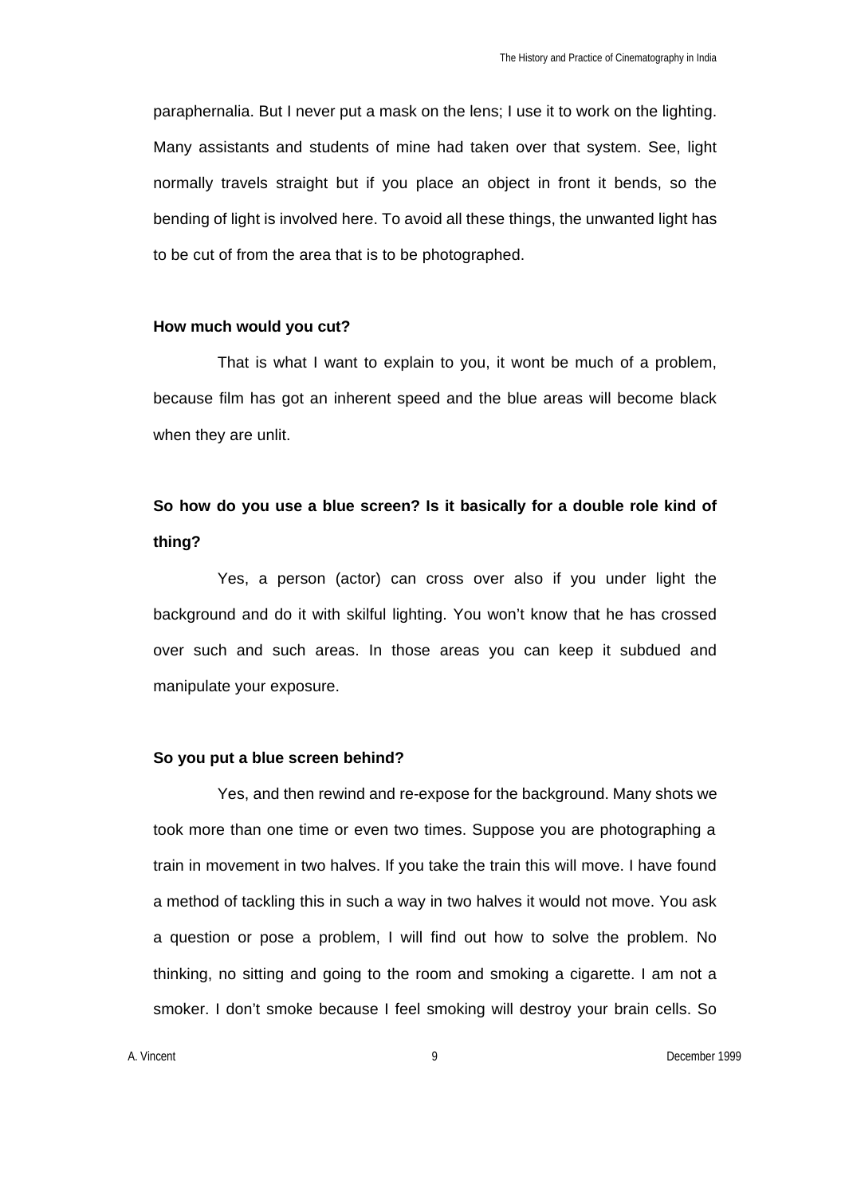paraphernalia. But I never put a mask on the lens; I use it to work on the lighting. Many assistants and students of mine had taken over that system. See, light normally travels straight but if you place an object in front it bends, so the bending of light is involved here. To avoid all these things, the unwanted light has to be cut of from the area that is to be photographed.

**How much would you cut?**

That is what I want to explain to you, it wont be much of a problem, because film has got an inherent speed and the blue areas will become black when they are unlit.

**So how do you use a blue screen? Is it basically for a double role kind of thing?**

Yes, a person (actor) can cross over also if you under light the background and do it with skilful lighting. You won't know that he has crossed over such and such areas. In those areas you can keep it subdued and manipulate your exposure.

**So you put a blue screen behind?**

Yes, and then rewind and re-expose for the background. Many shots we took more than one time or even two times. Suppose you are photographing a train in movement in two halves. If you take the train this will move. I have found a method of tackling this in such a way in two halves it would not move. You ask a question or pose a problem, I will find out how to solve the problem. No thinking, no sitting and going to the room and smoking a cigarette. I am not a smoker. I don't smoke because I feel smoking will destroy your brain cells. So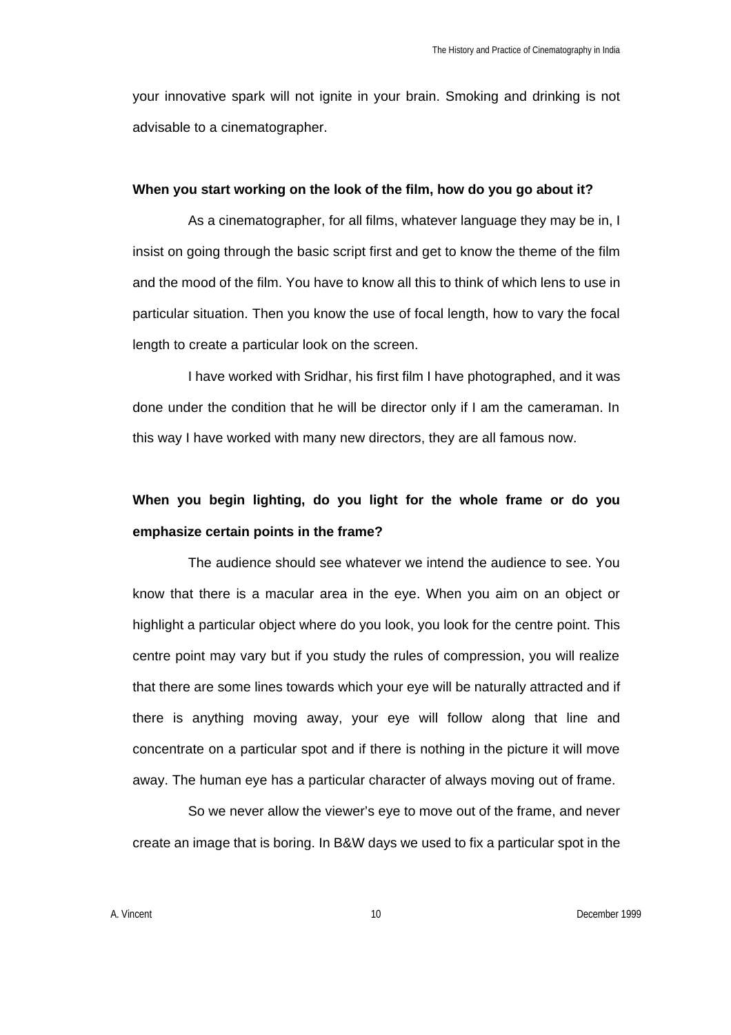your innovative spark will not ignite in your brain. Smoking and drinking is not advisable to a cinematographer.

**When you start working on the look of the film, how do you go about it?**

As a cinematographer, for all films, whatever language they may be in, I insist on going through the basic script first and get to know the theme of the film and the mood of the film. You have to know all this to think of which lens to use in particular situation. Then you know the use of focal length, how to vary the focal length to create a particular look on the screen.

I have worked with Sridhar, his first film I have photographed, and it was done under the condition that he will be director only if I am the cameraman. In this way I have worked with many new directors, they are all famous now.

**When you begin lighting, do you light for the whole frame or do you emphasize certain points in the frame?**

The audience should see whatever we intend the audience to see. You know that there is a macular area in the eye. When you aim on an object or highlight a particular object where do you look, you look for the centre point. This centre point may vary but if you study the rules of compression, you will realize that there are some lines towards which your eye will be naturally attracted and if there is anything moving away, your eye will follow along that line and concentrate on a particular spot and if there is nothing in the picture it will move away. The human eye has a particular character of always moving out of frame.

So we never allow the viewer's eye to move out of the frame, and never create an image that is boring. In B&W days we used to fix a particular spot in the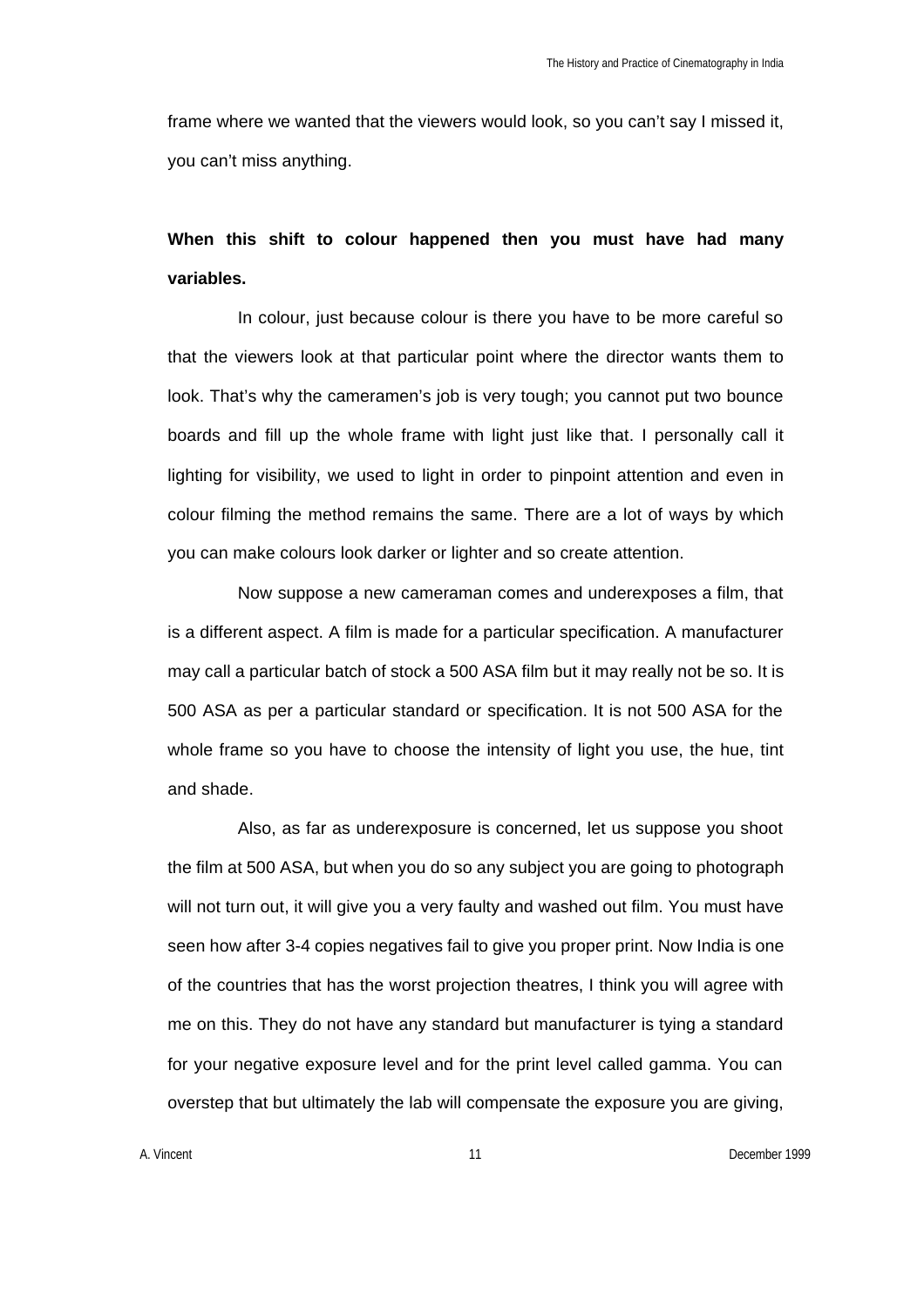frame where we wanted that the viewers would look, so you can't say I missed it, you can't miss anything.

**When this shift to colour happened then you must have had many variables.**

In colour, just because colour is there you have to be more careful so that the viewers look at that particular point where the director wants them to look. That's why the cameramen's job is very tough; you cannot put two bounce boards and fill up the whole frame with light just like that. I personally call it lighting for visibility, we used to light in order to pinpoint attention and even in colour filming the method remains the same. There are a lot of ways by which you can make colours look darker or lighter and so create attention.

Now suppose a new cameraman comes and underexposes a film, that is a different aspect. A film is made for a particular specification. A manufacturer may call a particular batch of stock a 500 ASA film but it may really not be so. It is 500 ASA as per a particular standard or specification. It is not 500 ASA for the whole frame so you have to choose the intensity of light you use, the hue, tint and shade.

Also, as far as underexposure is concerned, let us suppose you shoot the film at 500 ASA, but when you do so any subject you are going to photograph will not turn out, it will give you a very faulty and washed out film. You must have seen how after 3-4 copies negatives fail to give you proper print. Now India is one of the countries that has the worst projection theatres, I think you will agree with me on this. They do not have any standard but manufacturer is tying a standard for your negative exposure level and for the print level called gamma. You can overstep that but ultimately the lab will compensate the exposure you are giving,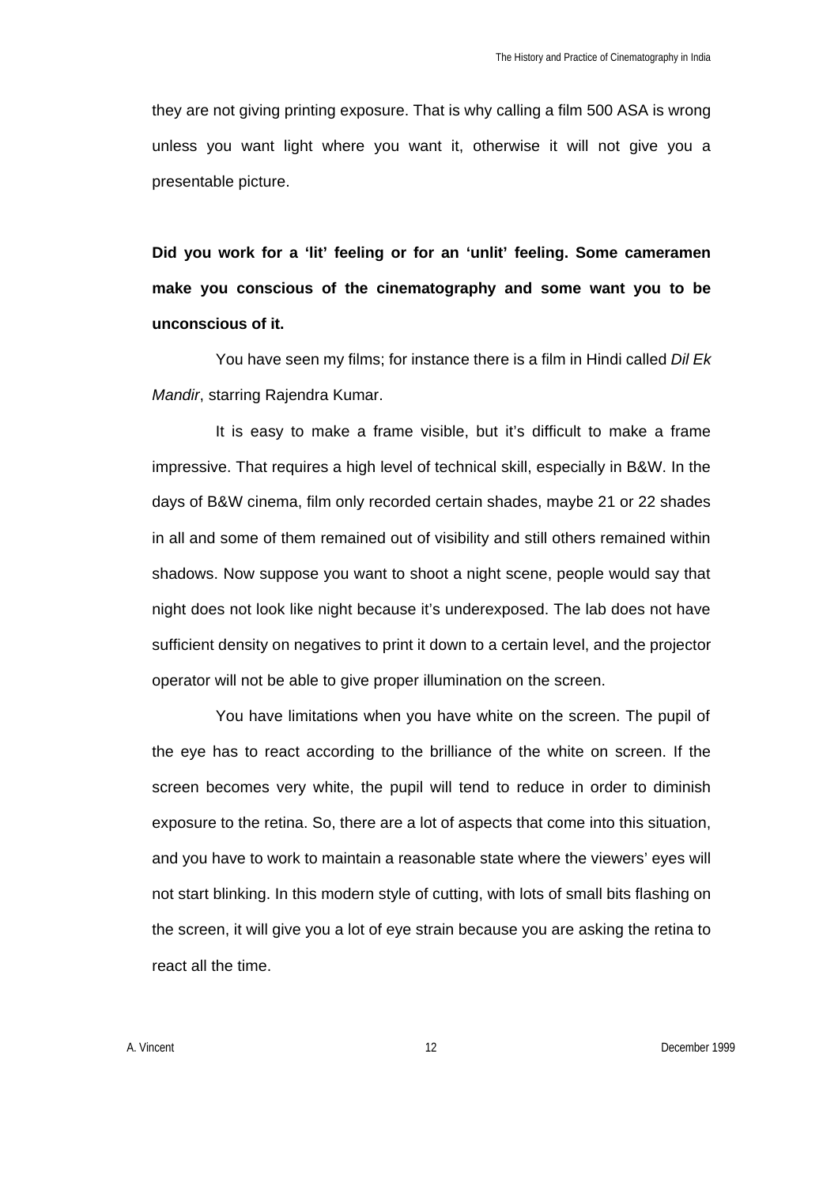they are not giving printing exposure. That is why calling a film 500 ASA is wrong unless you want light where you want it, otherwise it will not give you a presentable picture.

**Did you work for a 'lit' feeling or for an 'unlit' feeling. Some cameramen make you conscious of the cinematography and some want you to be unconscious of it.**

You have seen my films; for instance there is a film in Hindi called *Dil Ek Mandir*, starring Rajendra Kumar.

It is easy to make a frame visible, but it's difficult to make a frame impressive. That requires a high level of technical skill, especially in B&W. In the days of B&W cinema, film only recorded certain shades, maybe 21 or 22 shades in all and some of them remained out of visibility and still others remained within shadows. Now suppose you want to shoot a night scene, people would say that night does not look like night because it's underexposed. The lab does not have sufficient density on negatives to print it down to a certain level, and the projector operator will not be able to give proper illumination on the screen.

You have limitations when you have white on the screen. The pupil of the eye has to react according to the brilliance of the white on screen. If the screen becomes very white, the pupil will tend to reduce in order to diminish exposure to the retina. So, there are a lot of aspects that come into this situation, and you have to work to maintain a reasonable state where the viewers' eyes will not start blinking. In this modern style of cutting, with lots of small bits flashing on the screen, it will give you a lot of eye strain because you are asking the retina to react all the time.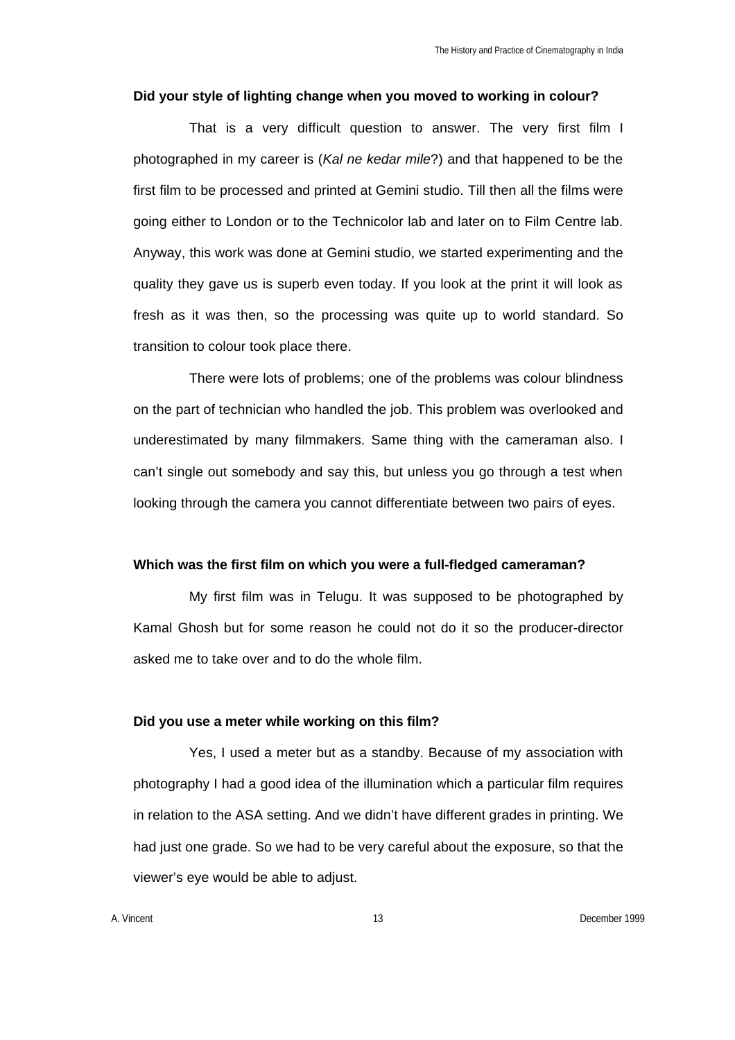**Did your style of lighting change when you moved to working in colour?**

That is a very difficult question to answer. The very first film I photographed in my career is (*Kal ne kedar mile*?) and that happened to be the first film to be processed and printed at Gemini studio. Till then all the films were going either to London or to the Technicolor lab and later on to Film Centre lab. Anyway, this work was done at Gemini studio, we started experimenting and the quality they gave us is superb even today. If you look at the print it will look as fresh as it was then, so the processing was quite up to world standard. So transition to colour took place there.

There were lots of problems; one of the problems was colour blindness on the part of technician who handled the job. This problem was overlooked and underestimated by many filmmakers. Same thing with the cameraman also. I can't single out somebody and say this, but unless you go through a test when looking through the camera you cannot differentiate between two pairs of eyes.

**Which was the first film on which you were a full-fledged cameraman?**

My first film was in Telugu. It was supposed to be photographed by Kamal Ghosh but for some reason he could not do it so the producer-director asked me to take over and to do the whole film.

**Did you use a meter while working on this film?**

Yes, I used a meter but as a standby. Because of my association with photography I had a good idea of the illumination which a particular film requires in relation to the ASA setting. And we didn't have different grades in printing. We had just one grade. So we had to be very careful about the exposure, so that the viewer's eye would be able to adjust.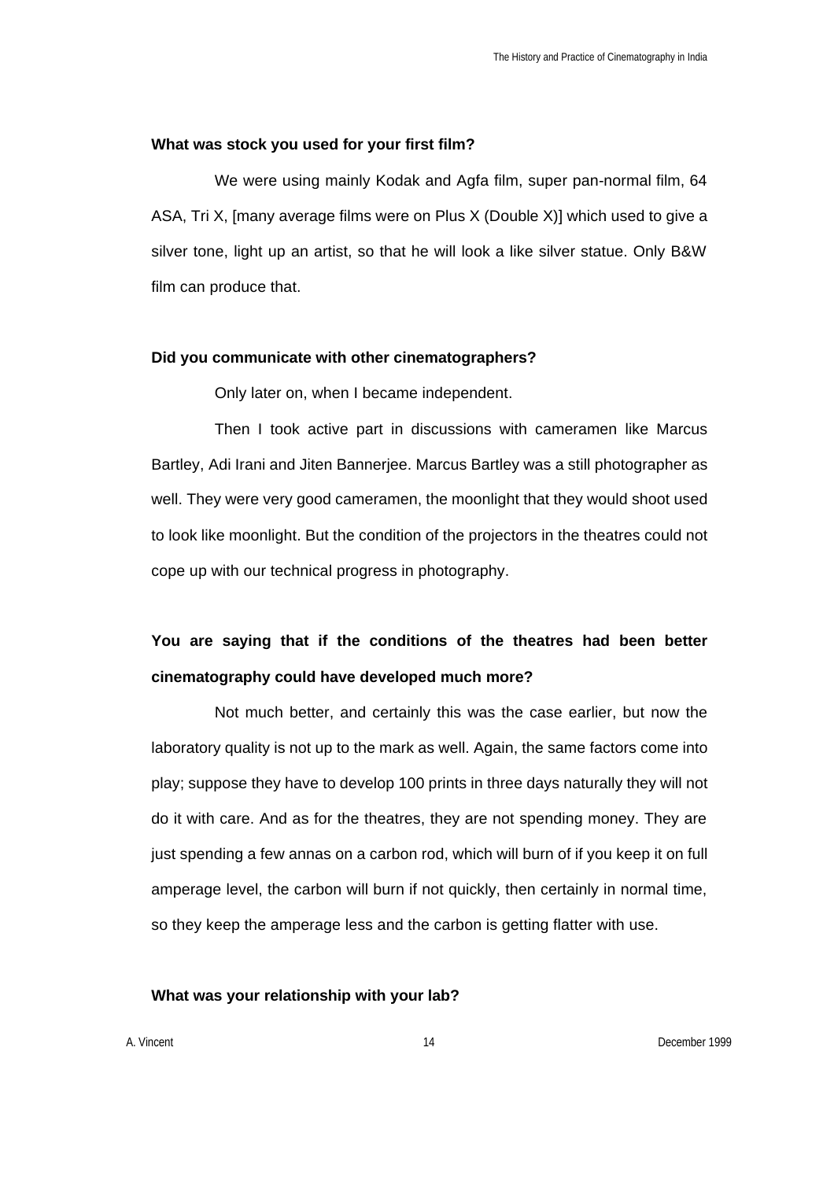**What was stock you used for your first film?**

We were using mainly Kodak and Agfa film, super pan-normal film, 64 ASA, Tri X, [many average films were on Plus X (Double X)] which used to give a silver tone, light up an artist, so that he will look a like silver statue. Only B&W film can produce that.

**Did you communicate with other cinematographers?**

Only later on, when I became independent.

Then I took active part in discussions with cameramen like Marcus Bartley, Adi Irani and Jiten Bannerjee. Marcus Bartley was a still photographer as well. They were very good cameramen, the moonlight that they would shoot used to look like moonlight. But the condition of the projectors in the theatres could not cope up with our technical progress in photography.

**You are saying that if the conditions of the theatres had been better cinematography could have developed much more?**

Not much better, and certainly this was the case earlier, but now the laboratory quality is not up to the mark as well. Again, the same factors come into play; suppose they have to develop 100 prints in three days naturally they will not do it with care. And as for the theatres, they are not spending money. They are just spending a few annas on a carbon rod, which will burn of if you keep it on full amperage level, the carbon will burn if not quickly, then certainly in normal time, so they keep the amperage less and the carbon is getting flatter with use.

**What was your relationship with your lab?**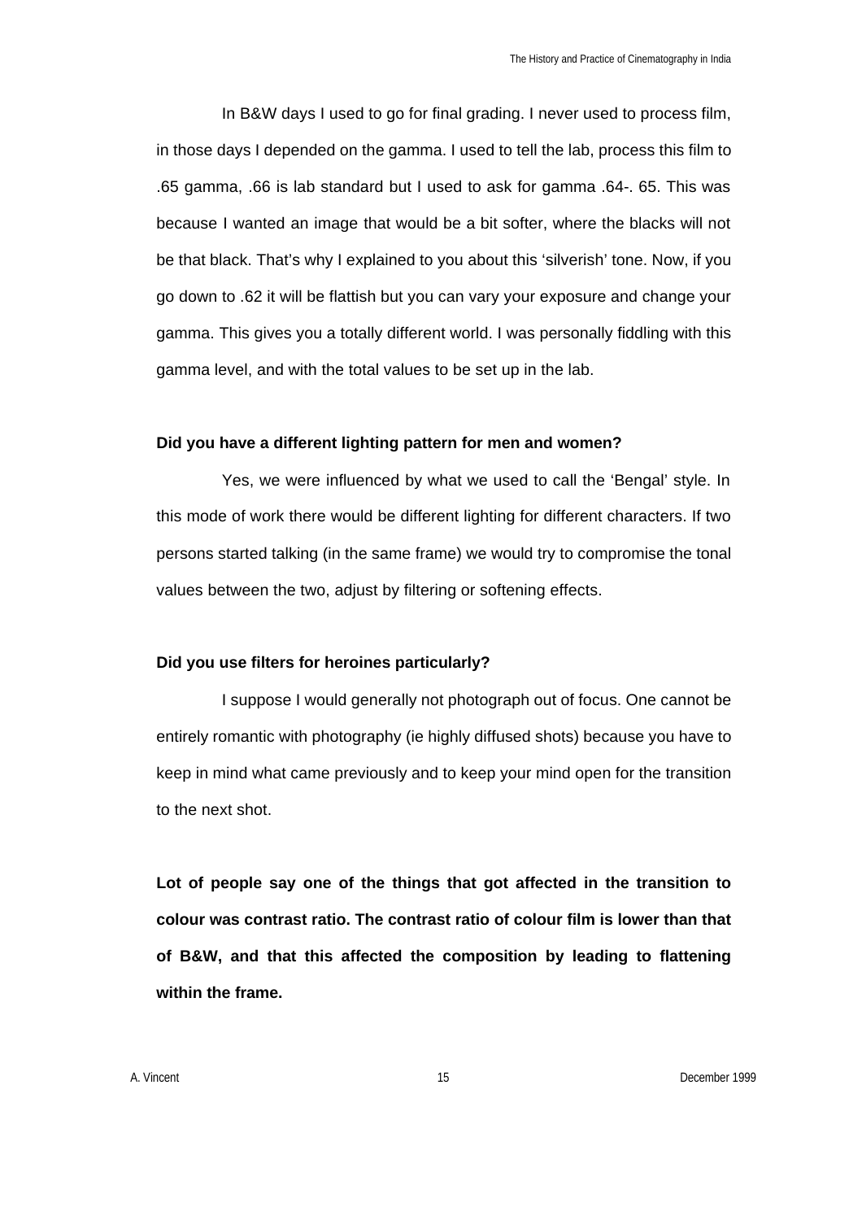In B&W days I used to go for final grading. I never used to process film, in those days I depended on the gamma. I used to tell the lab, process this film to .65 gamma, .66 is lab standard but I used to ask for gamma .64-. 65. This was because I wanted an image that would be a bit softer, where the blacks will not be that black. That's why I explained to you about this 'silverish' tone. Now, if you go down to .62 it will be flattish but you can vary your exposure and change your gamma. This gives you a totally different world. I was personally fiddling with this gamma level, and with the total values to be set up in the lab.

**Did you have a different lighting pattern for men and women?**

Yes, we were influenced by what we used to call the 'Bengal' style. In this mode of work there would be different lighting for different characters. If two persons started talking (in the same frame) we would try to compromise the tonal values between the two, adjust by filtering or softening effects.

**Did you use filters for heroines particularly?**

I suppose I would generally not photograph out of focus. One cannot be entirely romantic with photography (ie highly diffused shots) because you have to keep in mind what came previously and to keep your mind open for the transition to the next shot.

**Lot of people say one of the things that got affected in the transition to colour was contrast ratio. The contrast ratio of colour film is lower than that of B&W, and that this affected the composition by leading to flattening within the frame.**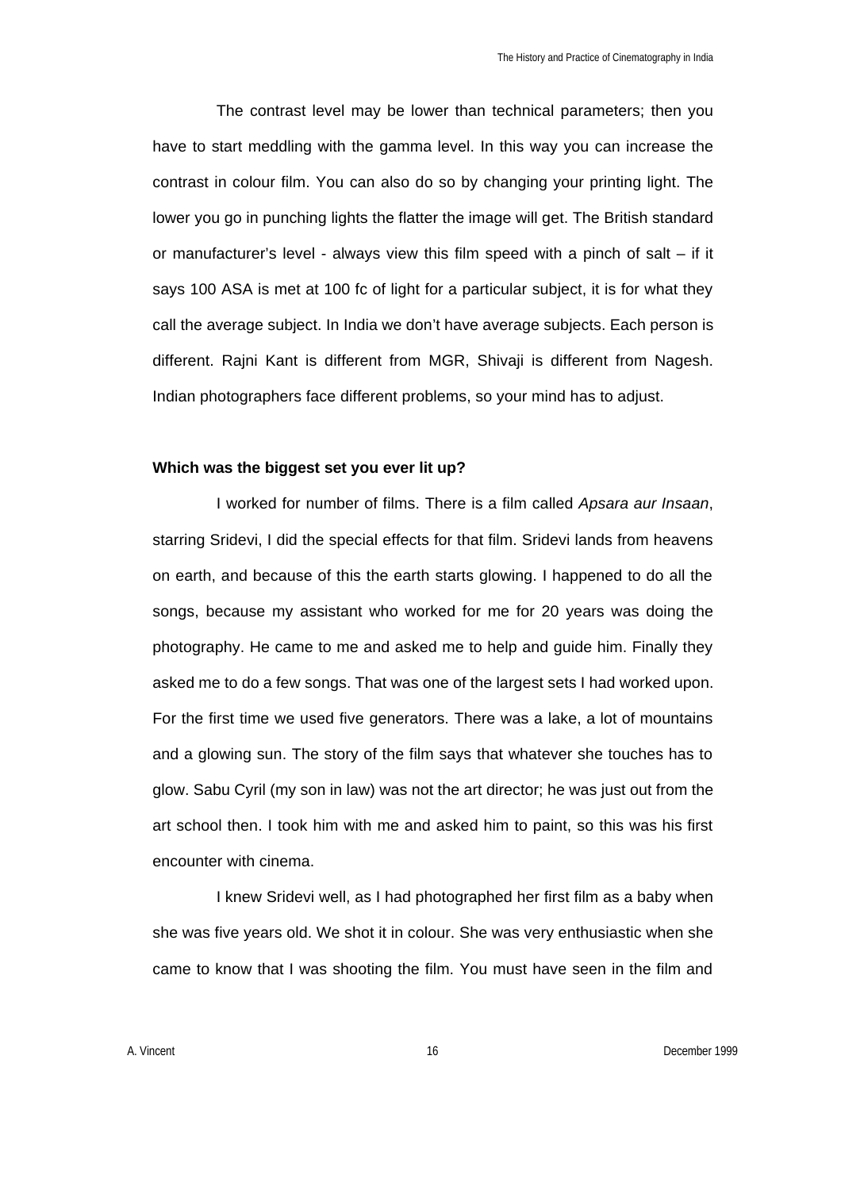The contrast level may be lower than technical parameters; then you have to start meddling with the gamma level. In this way you can increase the contrast in colour film. You can also do so by changing your printing light. The lower you go in punching lights the flatter the image will get. The British standard or manufacturer's level - always view this film speed with a pinch of salt – if it says 100 ASA is met at 100 fc of light for a particular subject, it is for what they call the average subject. In India we don't have average subjects. Each person is different. Rajni Kant is different from MGR, Shivaji is different from Nagesh. Indian photographers face different problems, so your mind has to adjust.

**Which was the biggest set you ever lit up?**

I worked for number of films. There is a film called *Apsara aur Insaan*, starring Sridevi, I did the special effects for that film. Sridevi lands from heavens on earth, and because of this the earth starts glowing. I happened to do all the songs, because my assistant who worked for me for 20 years was doing the photography. He came to me and asked me to help and guide him. Finally they asked me to do a few songs. That was one of the largest sets I had worked upon. For the first time we used five generators. There was a lake, a lot of mountains and a glowing sun. The story of the film says that whatever she touches has to glow. Sabu Cyril (my son in law) was not the art director; he was just out from the art school then. I took him with me and asked him to paint, so this was his first encounter with cinema.

I knew Sridevi well, as I had photographed her first film as a baby when she was five years old. We shot it in colour. She was very enthusiastic when she came to know that I was shooting the film. You must have seen in the film and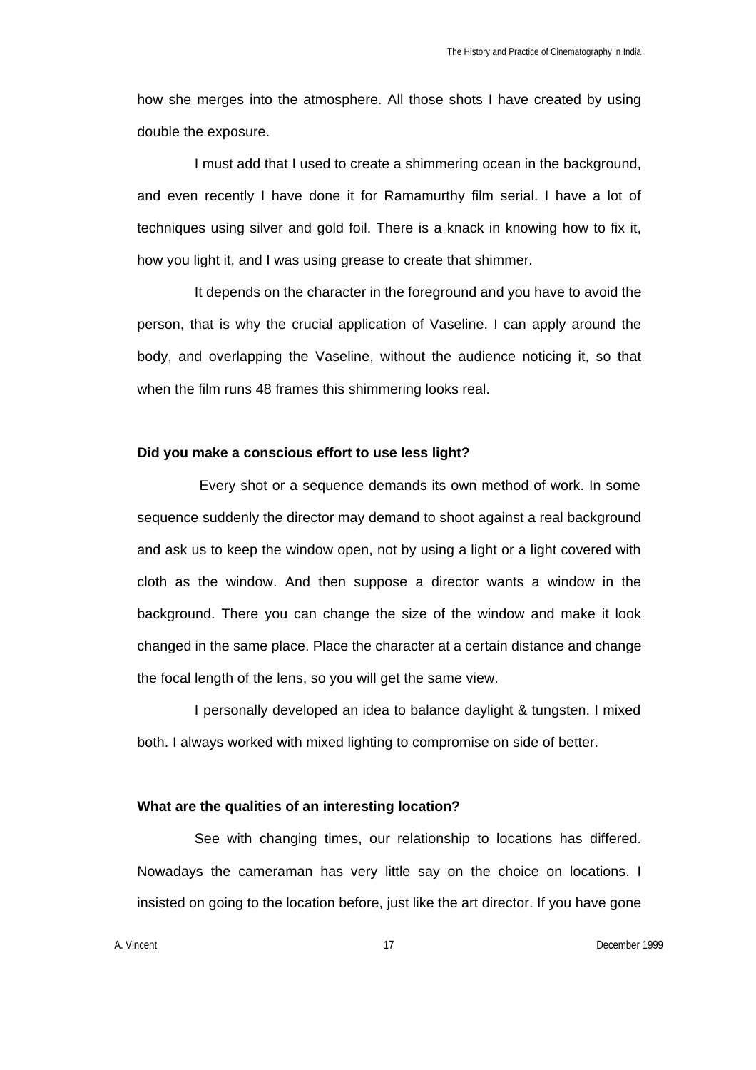how she merges into the atmosphere. All those shots I have created by using double the exposure.

I must add that I used to create a shimmering ocean in the background, and even recently I have done it for Ramamurthy film serial. I have a lot of techniques using silver and gold foil. There is a knack in knowing how to fix it, how you light it, and I was using grease to create that shimmer.

It depends on the character in the foreground and you have to avoid the person, that is why the crucial application of Vaseline. I can apply around the body, and overlapping the Vaseline, without the audience noticing it, so that when the film runs 48 frames this shimmering looks real.

**Did you make a conscious effort to use less light?**

Every shot or a sequence demands its own method of work. In some sequence suddenly the director may demand to shoot against a real background and ask us to keep the window open, not by using a light or a light covered with cloth as the window. And then suppose a director wants a window in the background. There you can change the size of the window and make it look changed in the same place. Place the character at a certain distance and change the focal length of the lens, so you will get the same view.

I personally developed an idea to balance daylight & tungsten. I mixed both. I always worked with mixed lighting to compromise on side of better.

**What are the qualities of an interesting location?**

See with changing times, our relationship to locations has differed. Nowadays the cameraman has very little say on the choice on locations. I insisted on going to the location before, just like the art director. If you have gone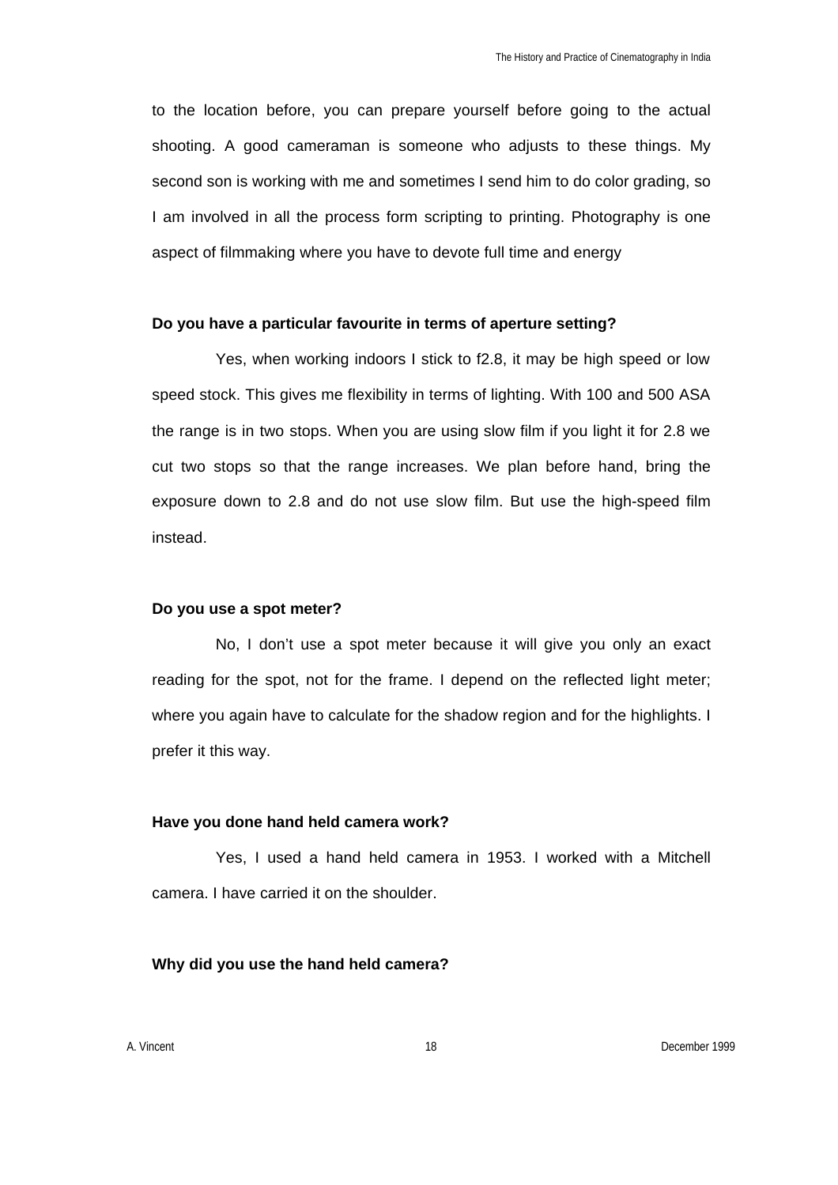to the location before, you can prepare yourself before going to the actual shooting. A good cameraman is someone who adjusts to these things. My second son is working with me and sometimes I send him to do color grading, so I am involved in all the process form scripting to printing. Photography is one aspect of filmmaking where you have to devote full time and energy

**Do you have a particular favourite in terms of aperture setting?**

Yes, when working indoors I stick to f2.8, it may be high speed or low speed stock. This gives me flexibility in terms of lighting. With 100 and 500 ASA the range is in two stops. When you are using slow film if you light it for 2.8 we cut two stops so that the range increases. We plan before hand, bring the exposure down to 2.8 and do not use slow film. But use the high-speed film instead.

**Do you use a spot meter?**

No, I don't use a spot meter because it will give you only an exact reading for the spot, not for the frame. I depend on the reflected light meter; where you again have to calculate for the shadow region and for the highlights. I prefer it this way.

**Have you done hand held camera work?**

Yes, I used a hand held camera in 1953. I worked with a Mitchell camera. I have carried it on the shoulder.

**Why did you use the hand held camera?**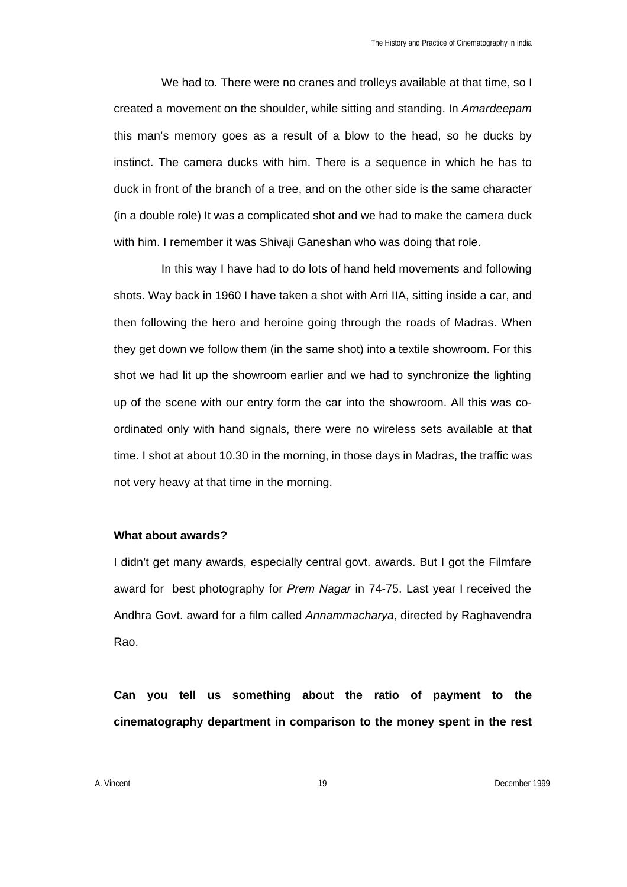We had to. There were no cranes and trolleys available at that time, so I created a movement on the shoulder, while sitting and standing. In *Amardeepam* this man's memory goes as a result of a blow to the head, so he ducks by instinct. The camera ducks with him. There is a sequence in which he has to duck in front of the branch of a tree, and on the other side is the same character (in a double role) It was a complicated shot and we had to make the camera duck with him. I remember it was Shivaji Ganeshan who was doing that role.

In this way I have had to do lots of hand held movements and following shots. Way back in 1960 I have taken a shot with Arri IIA, sitting inside a car, and then following the hero and heroine going through the roads of Madras. When they get down we follow them (in the same shot) into a textile showroom. For this shot we had lit up the showroom earlier and we had to synchronize the lighting up of the scene with our entry form the car into the showroom. All this was co-ordinated only with hand signals, there were no wireless sets available at that time. I shot at about 10.30 in the morning, in those days in Madras, the traffic was not very heavy at that time in the morning.

**What about awards?**

I didn't get many awards, especially central govt. awards. But I got the Filmfare award for best photography for *Prem Nagar* in 74-75. Last year I received the Andhra Govt. award for a film called *Annammacharya*, directed by Raghavendra Rao.

**Can you tell us something about the ratio of payment to the cinematography department in comparison to the money spent in the rest**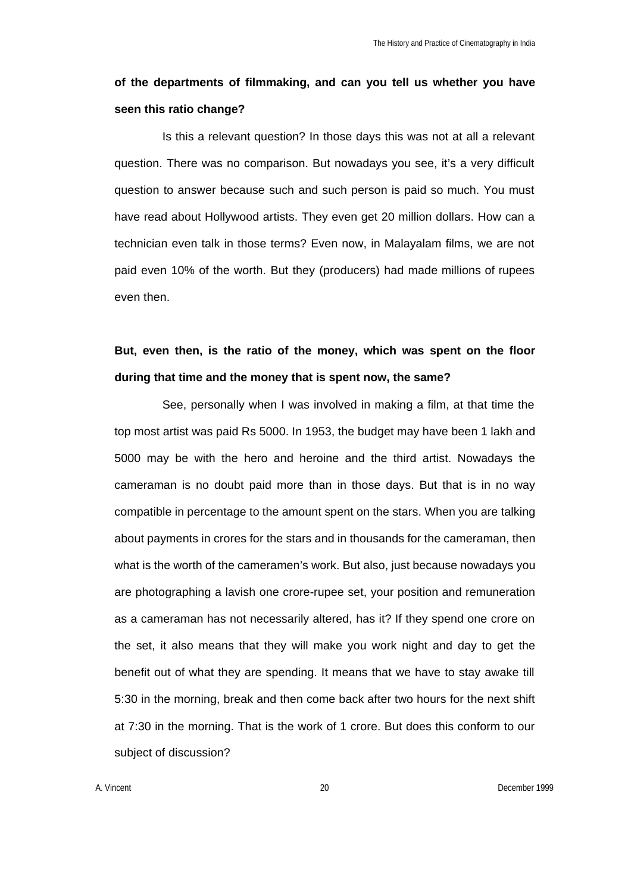**of the departments of filmmaking, and can you tell us whether you have seen this ratio change?**

Is this a relevant question? In those days this was not at all a relevant question. There was no comparison. But nowadays you see, it's a very difficult question to answer because such and such person is paid so much. You must have read about Hollywood artists. They even get 20 million dollars. How can a technician even talk in those terms? Even now, in Malayalam films, we are not paid even 10% of the worth. But they (producers) had made millions of rupees even then.

**But, even then, is the ratio of the money, which was spent on the floor during that time and the money that is spent now, the same?**

See, personally when I was involved in making a film, at that time the top most artist was paid Rs 5000. In 1953, the budget may have been 1 lakh and 5000 may be with the hero and heroine and the third artist. Nowadays the cameraman is no doubt paid more than in those days. But that is in no way compatible in percentage to the amount spent on the stars. When you are talking about payments in crores for the stars and in thousands for the cameraman, then what is the worth of the cameramen's work. But also, just because nowadays you are photographing a lavish one crore-rupee set, your position and remuneration as a cameraman has not necessarily altered, has it? If they spend one crore on the set, it also means that they will make you work night and day to get the benefit out of what they are spending. It means that we have to stay awake till 5:30 in the morning, break and then come back after two hours for the next shift at 7:30 in the morning. That is the work of 1 crore. But does this conform to our subject of discussion?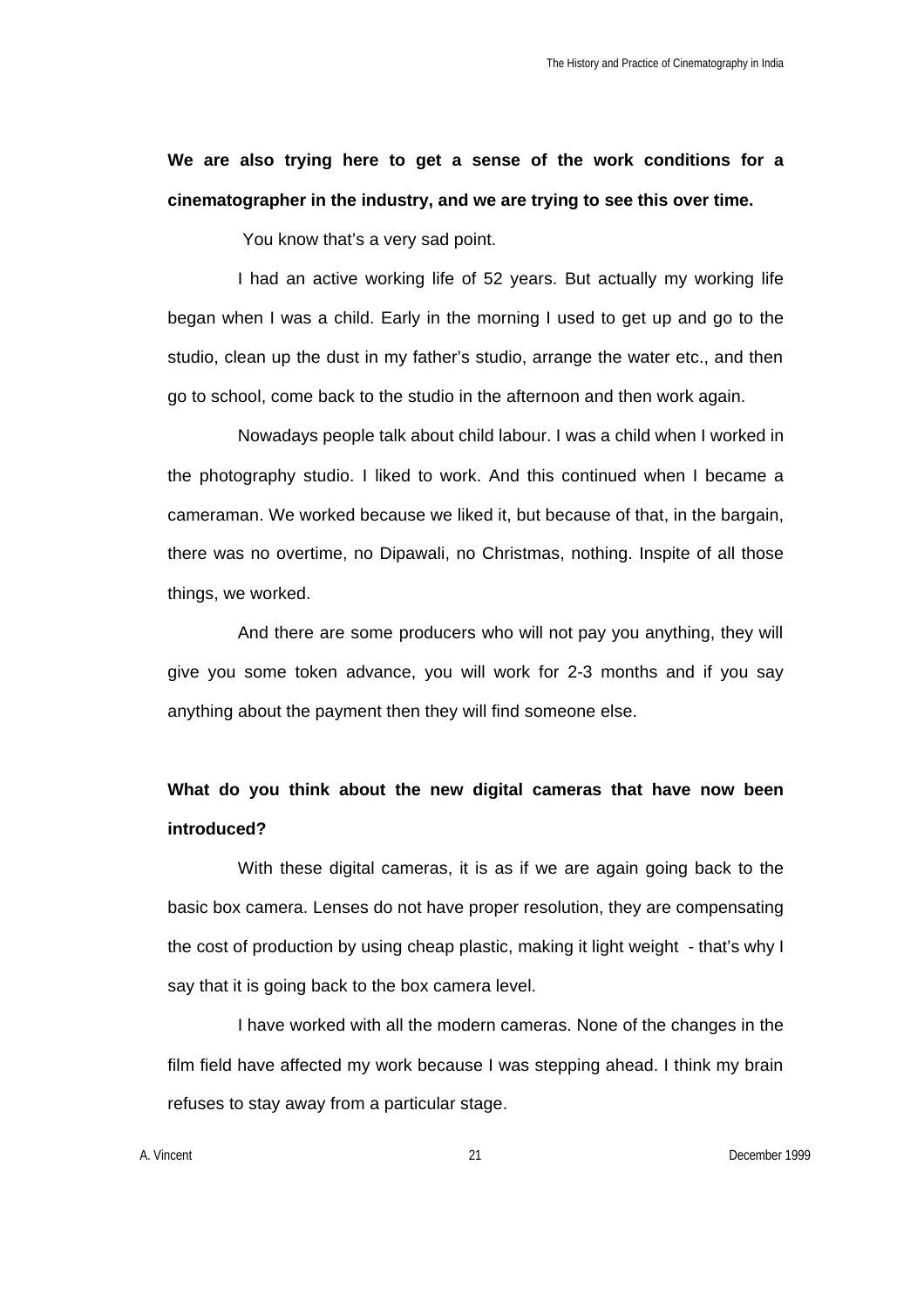**We are also trying here to get a sense of the work conditions for a cinematographer in the industry, and we are trying to see this over time.**

You know that's a very sad point.

I had an active working life of 52 years. But actually my working life began when I was a child. Early in the morning I used to get up and go to the studio, clean up the dust in my father's studio, arrange the water etc., and then go to school, come back to the studio in the afternoon and then work again.

Nowadays people talk about child labour. I was a child when I worked in the photography studio. I liked to work. And this continued when I became a cameraman. We worked because we liked it, but because of that, in the bargain, there was no overtime, no Dipawali, no Christmas, nothing. Inspite of all those things, we worked.

And there are some producers who will not pay you anything, they will give you some token advance, you will work for 2-3 months and if you say anything about the payment then they will find someone else.

**What do you think about the new digital cameras that have now been introduced?**

With these digital cameras, it is as if we are again going back to the basic box camera. Lenses do not have proper resolution, they are compensating the cost of production by using cheap plastic, making it light weight - that's why I say that it is going back to the box camera level.

I have worked with all the modern cameras. None of the changes in the film field have affected my work because I was stepping ahead. I think my brain refuses to stay away from a particular stage.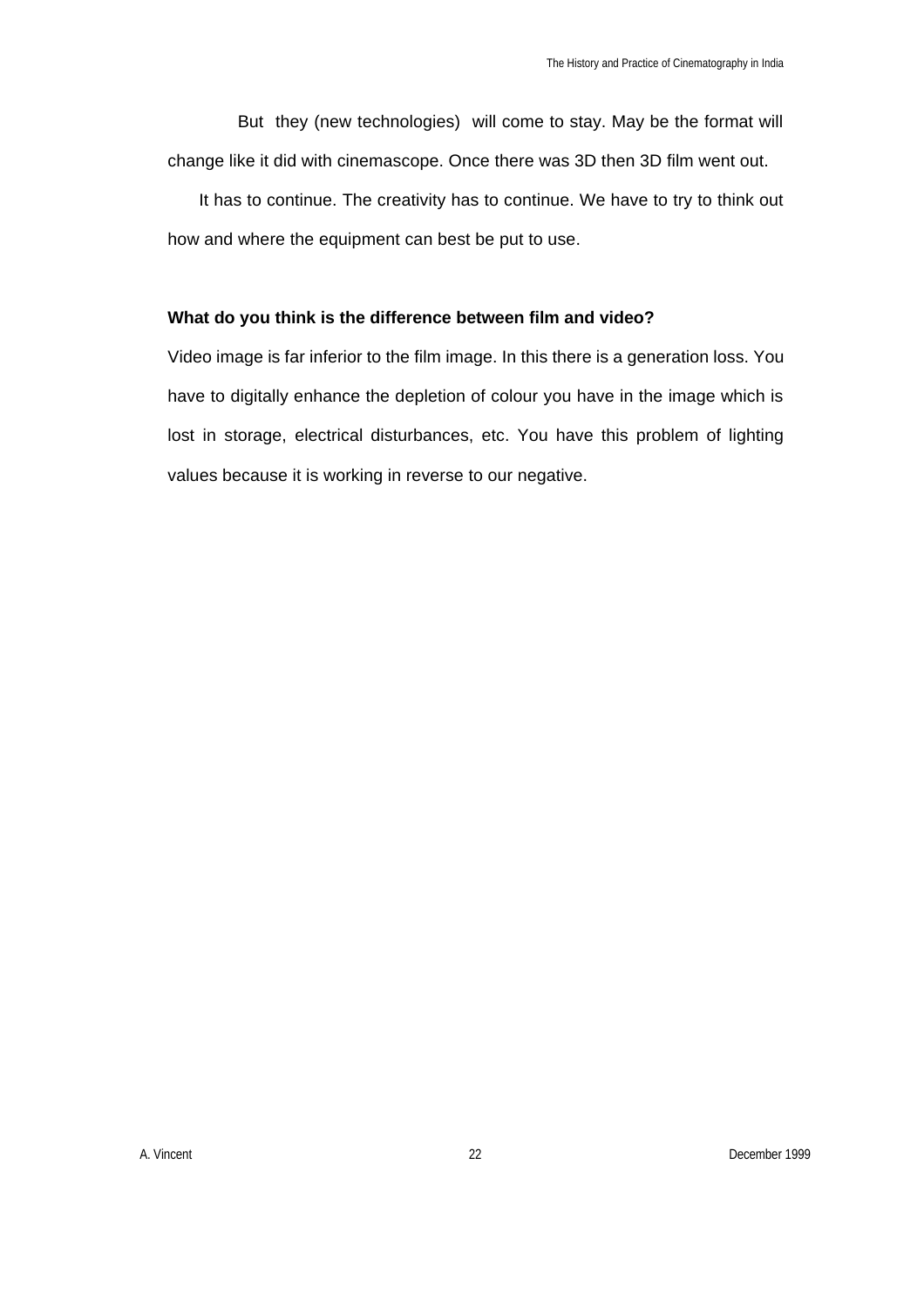But they (new technologies) will come to stay. May be the format will change like it did with cinemascope. Once there was 3D then 3D film went out.

It has to continue. The creativity has to continue. We have to try to think out how and where the equipment can best be put to use.

**What do you think is the difference between film and video?**

Video image is far inferior to the film image. In this there is a generation loss. You have to digitally enhance the depletion of colour you have in the image which is lost in storage, electrical disturbances, etc. You have this problem of lighting values because it is working in reverse to our negative.